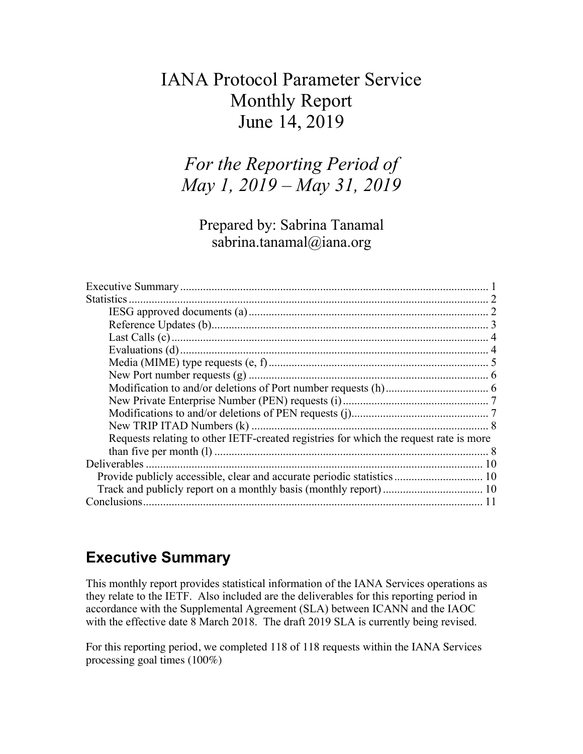# IANA Protocol Parameter Service Monthly Report June 14, 2019

*For the Reporting Period of May 1, 2019 – May 31, 2019*

Prepared by: Sabrina Tanamal
sabrina.tanamal@iana.org

- Executive Summary ... 1
- Statistics ... 2
  - IESG approved documents (a) ... 2
  - Reference Updates (b) ... 3
  - Last Calls (c) ... 4
  - Evaluations (d) ... 4
  - Media (MIME) type requests (e, f) ... 5
  - New Port number requests (g) ... 6
  - Modification to and/or deletions of Port number requests (h) ... 6
  - New Private Enterprise Number (PEN) requests (i) ... 7
  - Modifications to and/or deletions of PEN requests (j) ... 7
  - New TRIP ITAD Numbers (k) ... 8
  - Requests relating to other IETF-created registries for which the request rate is more than five per month (l) ... 8
- Deliverables ... 10
  - Provide publicly accessible, clear and accurate periodic statistics ... 10
  - Track and publicly report on a monthly basis (monthly report) ... 10
- Conclusions ... 11

## Executive Summary

This monthly report provides statistical information of the IANA Services operations as they relate to the IETF. Also included are the deliverables for this reporting period in accordance with the Supplemental Agreement (SLA) between ICANN and the IAOC with the effective date 8 March 2018. The draft 2019 SLA is currently being revised.

For this reporting period, we completed 118 of 118 requests within the IANA Services processing goal times (100%)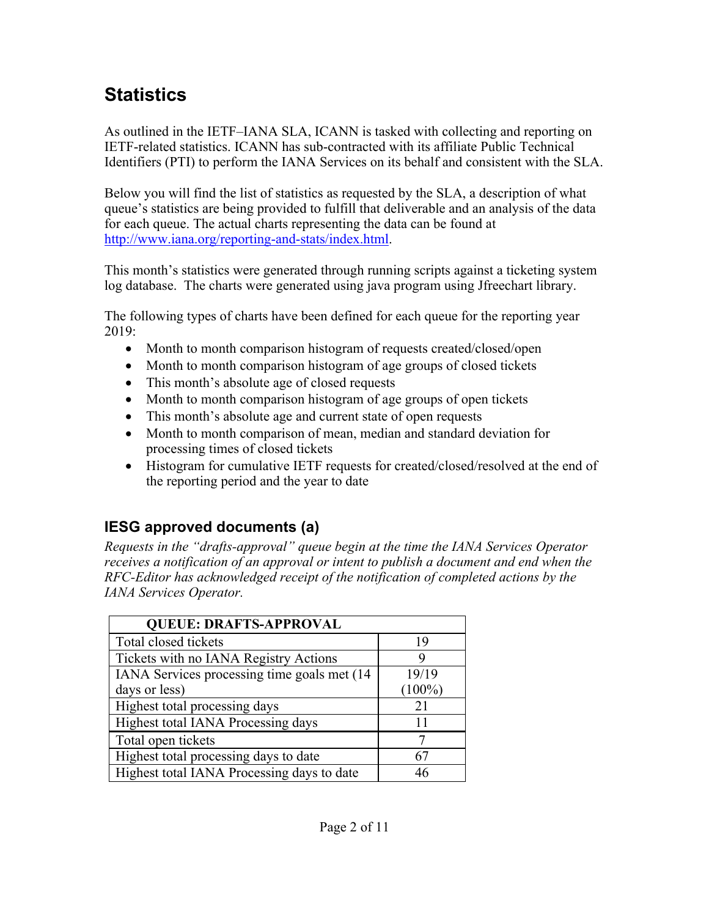# Statistics

As outlined in the IETF–IANA SLA, ICANN is tasked with collecting and reporting on IETF-related statistics. ICANN has sub-contracted with its affiliate Public Technical Identifiers (PTI) to perform the IANA Services on its behalf and consistent with the SLA.

Below you will find the list of statistics as requested by the SLA, a description of what queue's statistics are being provided to fulfill that deliverable and an analysis of the data for each queue. The actual charts representing the data can be found at http://www.iana.org/reporting-and-stats/index.html.

This month's statistics were generated through running scripts against a ticketing system log database. The charts were generated using java program using Jfreechart library.

The following types of charts have been defined for each queue for the reporting year 2019:

- Month to month comparison histogram of requests created/closed/open
- Month to month comparison histogram of age groups of closed tickets
- This month's absolute age of closed requests
- Month to month comparison histogram of age groups of open tickets
- This month's absolute age and current state of open requests
- Month to month comparison of mean, median and standard deviation for processing times of closed tickets
- Histogram for cumulative IETF requests for created/closed/resolved at the end of the reporting period and the year to date

## IESG approved documents (a)

*Requests in the "drafts-approval" queue begin at the time the IANA Services Operator receives a notification of an approval or intent to publish a document and end when the RFC-Editor has acknowledged receipt of the notification of completed actions by the IANA Services Operator.*

| QUEUE: DRAFTS-APPROVAL | |
|---|---|
| Total closed tickets | 19 |
| Tickets with no IANA Registry Actions | 9 |
| IANA Services processing time goals met (14 days or less) | 19/19 (100%) |
| Highest total processing days | 21 |
| Highest total IANA Processing days | 11 |
| Total open tickets | 7 |
| Highest total processing days to date | 67 |
| Highest total IANA Processing days to date | 46 |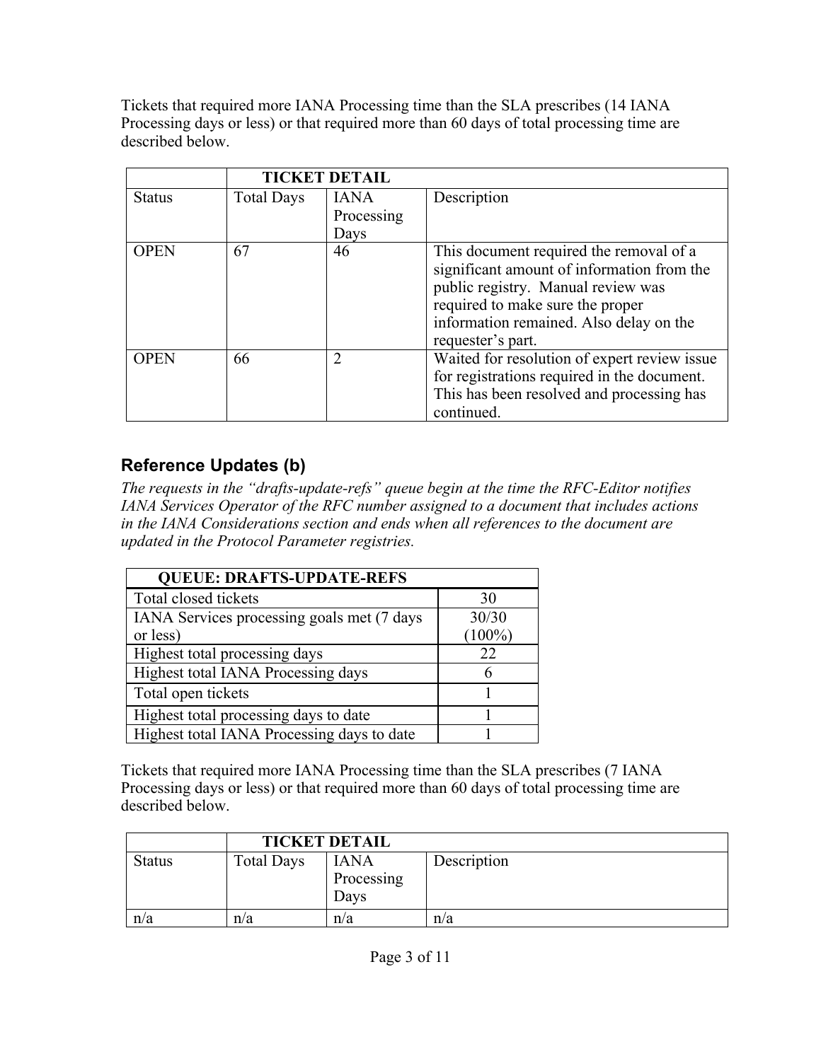Tickets that required more IANA Processing time than the SLA prescribes (14 IANA Processing days or less) or that required more than 60 days of total processing time are described below.

| TICKET DETAIL | | | |
|---|---|---|---|
| Status | Total Days | IANA Processing Days | Description |
| OPEN | 67 | 46 | This document required the removal of a significant amount of information from the public registry. Manual review was required to make sure the proper information remained. Also delay on the requester's part. |
| OPEN | 66 | 2 | Waited for resolution of expert review issue for registrations required in the document. This has been resolved and processing has continued. |

## Reference Updates (b)

*The requests in the "drafts-update-refs" queue begin at the time the RFC-Editor notifies IANA Services Operator of the RFC number assigned to a document that includes actions in the IANA Considerations section and ends when all references to the document are updated in the Protocol Parameter registries.*

| QUEUE: DRAFTS-UPDATE-REFS | |
|---|---|
| Total closed tickets | 30 |
| IANA Services processing goals met (7 days or less) | 30/30 (100%) |
| Highest total processing days | 22 |
| Highest total IANA Processing days | 6 |
| Total open tickets | 1 |
| Highest total processing days to date | 1 |
| Highest total IANA Processing days to date | 1 |

Tickets that required more IANA Processing time than the SLA prescribes (7 IANA Processing days or less) or that required more than 60 days of total processing time are described below.

| TICKET DETAIL | | | |
|---|---|---|---|
| Status | Total Days | IANA Processing Days | Description |
| n/a | n/a | n/a | n/a |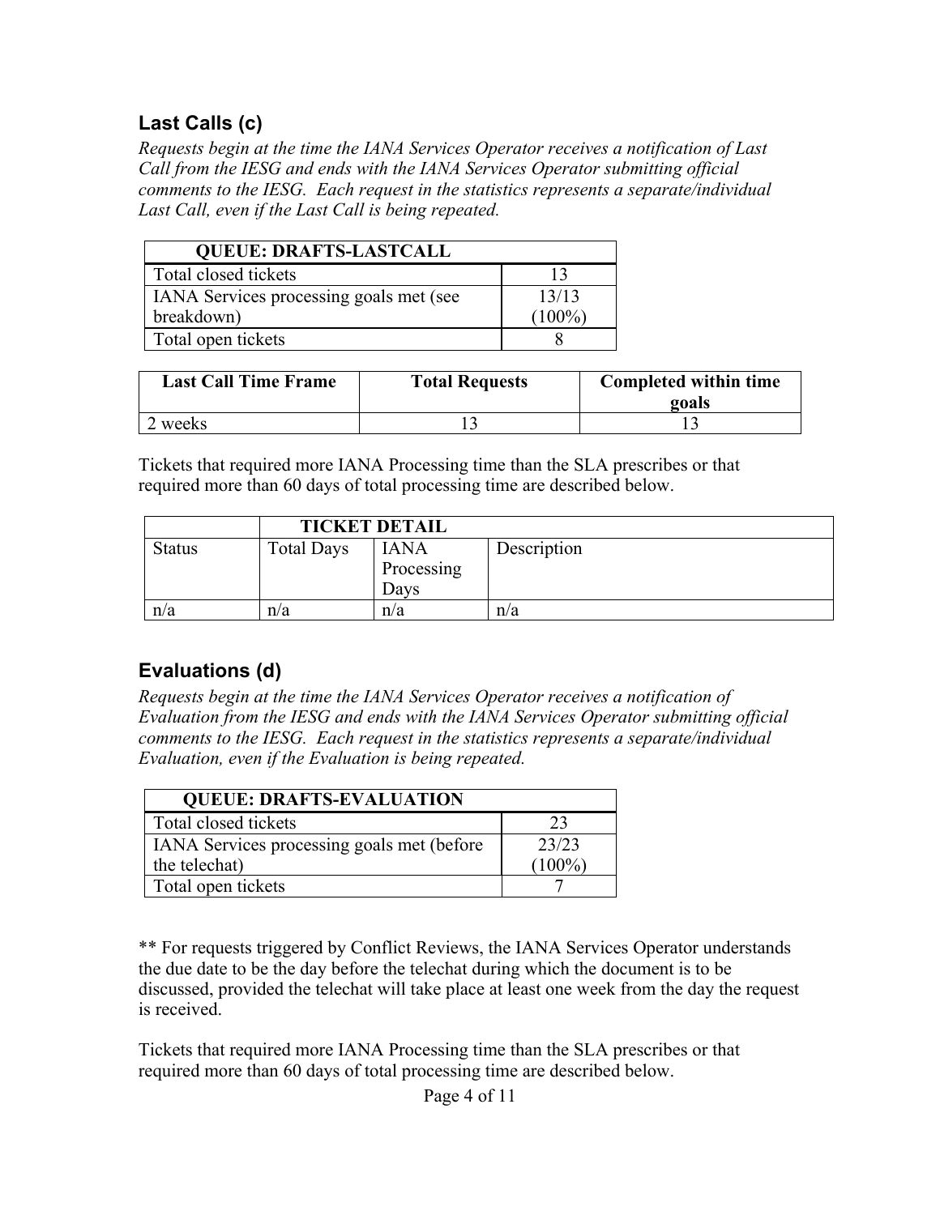## Last Calls (c)

*Requests begin at the time the IANA Services Operator receives a notification of Last Call from the IESG and ends with the IANA Services Operator submitting official comments to the IESG. Each request in the statistics represents a separate/individual Last Call, even if the Last Call is being repeated.*

| **QUEUE: DRAFTS-LASTCALL** | |
|---|---|
| Total closed tickets | 13 |
| IANA Services processing goals met (see breakdown) | 13/13 (100%) |
| Total open tickets | 8 |

| **Last Call Time Frame** | **Total Requests** | **Completed within time goals** |
|---|---|---|
| 2 weeks | 13 | 13 |

Tickets that required more IANA Processing time than the SLA prescribes or that required more than 60 days of total processing time are described below.

| | **TICKET DETAIL** | | |
|---|---|---|---|
| Status | Total Days | IANA Processing Days | Description |
| n/a | n/a | n/a | n/a |

## Evaluations (d)

*Requests begin at the time the IANA Services Operator receives a notification of Evaluation from the IESG and ends with the IANA Services Operator submitting official comments to the IESG. Each request in the statistics represents a separate/individual Evaluation, even if the Evaluation is being repeated.*

| **QUEUE: DRAFTS-EVALUATION** | |
|---|---|
| Total closed tickets | 23 |
| IANA Services processing goals met (before the telechat) | 23/23 (100%) |
| Total open tickets | 7 |

** For requests triggered by Conflict Reviews, the IANA Services Operator understands the due date to be the day before the telechat during which the document is to be discussed, provided the telechat will take place at least one week from the day the request is received.

Tickets that required more IANA Processing time than the SLA prescribes or that required more than 60 days of total processing time are described below.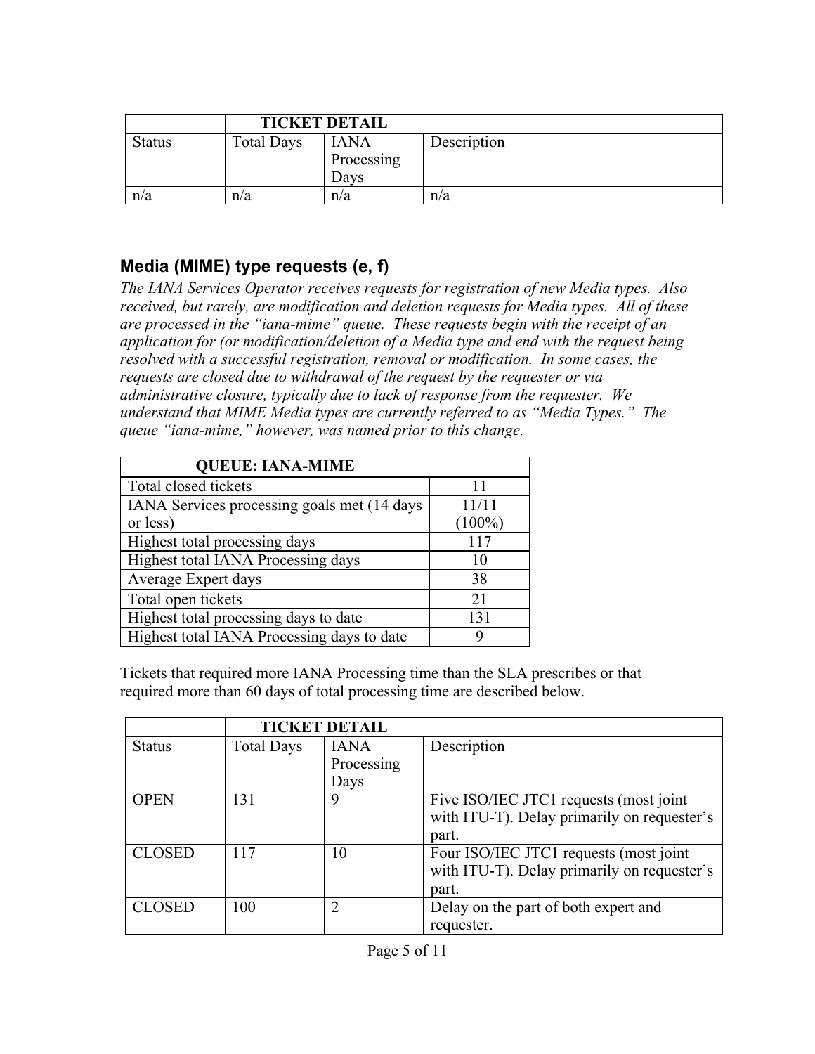| | TICKET DETAIL | | |
|---|---|---|---|
| Status | Total Days | IANA Processing Days | Description |
| n/a | n/a | n/a | n/a |

## Media (MIME) type requests (e, f)

*The IANA Services Operator receives requests for registration of new Media types. Also received, but rarely, are modification and deletion requests for Media types. All of these are processed in the "iana-mime" queue. These requests begin with the receipt of an application for (or modification/deletion of a Media type and end with the request being resolved with a successful registration, removal or modification. In some cases, the requests are closed due to withdrawal of the request by the requester or via administrative closure, typically due to lack of response from the requester. We understand that MIME Media types are currently referred to as "Media Types." The queue "iana-mime," however, was named prior to this change.*

| QUEUE: IANA-MIME | |
|---|---|
| Total closed tickets | 11 |
| IANA Services processing goals met (14 days or less) | 11/11 (100%) |
| Highest total processing days | 117 |
| Highest total IANA Processing days | 10 |
| Average Expert days | 38 |
| Total open tickets | 21 |
| Highest total processing days to date | 131 |
| Highest total IANA Processing days to date | 9 |

Tickets that required more IANA Processing time than the SLA prescribes or that required more than 60 days of total processing time are described below.

| | TICKET DETAIL | | |
|---|---|---|---|
| Status | Total Days | IANA Processing Days | Description |
| OPEN | 131 | 9 | Five ISO/IEC JTC1 requests (most joint with ITU-T). Delay primarily on requester's part. |
| CLOSED | 117 | 10 | Four ISO/IEC JTC1 requests (most joint with ITU-T). Delay primarily on requester's part. |
| CLOSED | 100 | 2 | Delay on the part of both expert and requester. |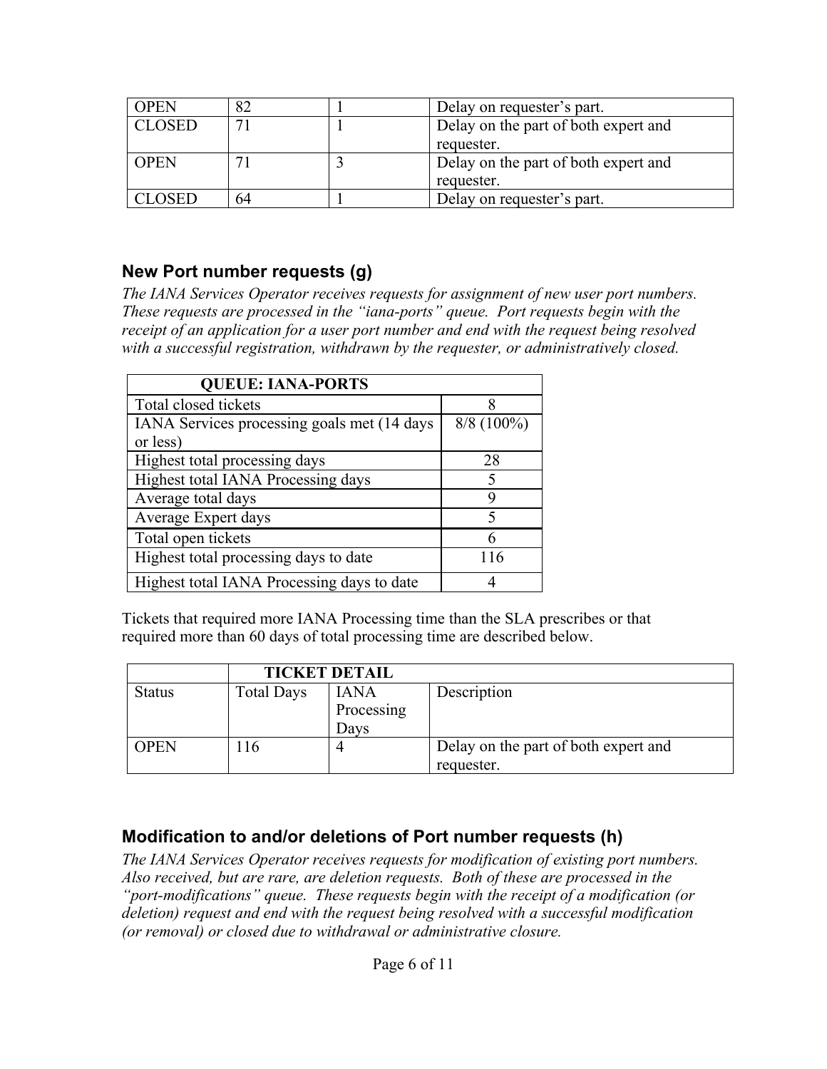| OPEN | 82 | 1 | Delay on requester's part. |
|---|---|---|---|
| CLOSED | 71 | 1 | Delay on the part of both expert and requester. |
| OPEN | 71 | 3 | Delay on the part of both expert and requester. |
| CLOSED | 64 | 1 | Delay on requester's part. |

## New Port number requests (g)

*The IANA Services Operator receives requests for assignment of new user port numbers. These requests are processed in the "iana-ports" queue. Port requests begin with the receipt of an application for a user port number and end with the request being resolved with a successful registration, withdrawn by the requester, or administratively closed.*

| QUEUE: IANA-PORTS | |
|---|---|
| Total closed tickets | 8 |
| IANA Services processing goals met (14 days or less) | 8/8 (100%) |
| Highest total processing days | 28 |
| Highest total IANA Processing days | 5 |
| Average total days | 9 |
| Average Expert days | 5 |
| Total open tickets | 6 |
| Highest total processing days to date | 116 |
| Highest total IANA Processing days to date | 4 |

Tickets that required more IANA Processing time than the SLA prescribes or that required more than 60 days of total processing time are described below.

| | TICKET DETAIL | | |
|---|---|---|---|
| Status | Total Days | IANA Processing Days | Description |
| OPEN | 116 | 4 | Delay on the part of both expert and requester. |

## Modification to and/or deletions of Port number requests (h)

*The IANA Services Operator receives requests for modification of existing port numbers. Also received, but are rare, are deletion requests. Both of these are processed in the "port-modifications" queue. These requests begin with the receipt of a modification (or deletion) request and end with the request being resolved with a successful modification (or removal) or closed due to withdrawal or administrative closure.*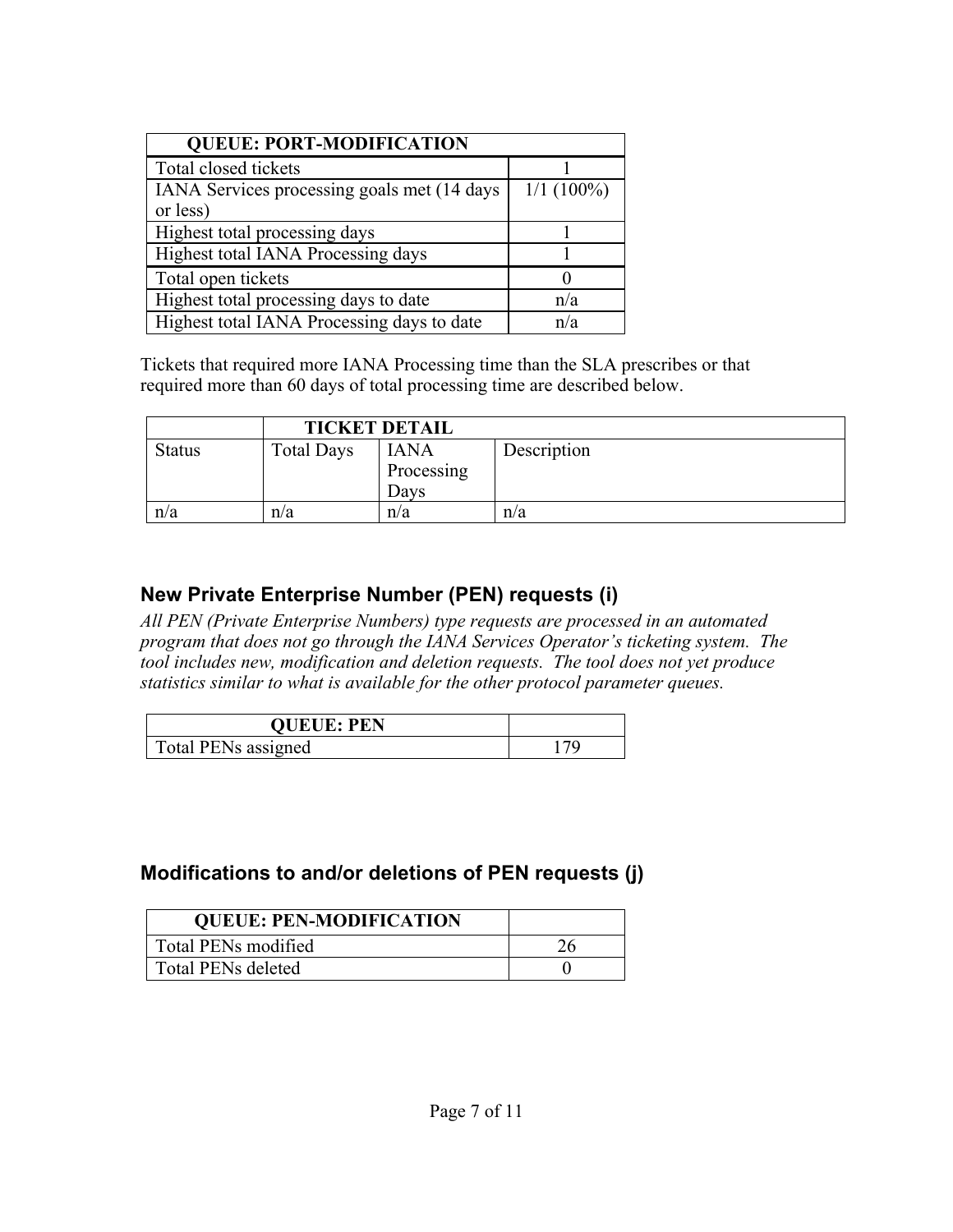| QUEUE: PORT-MODIFICATION | |
|---|---|
| Total closed tickets | 1 |
| IANA Services processing goals met (14 days or less) | 1/1 (100%) |
| Highest total processing days | 1 |
| Highest total IANA Processing days | 1 |
| Total open tickets | 0 |
| Highest total processing days to date | n/a |
| Highest total IANA Processing days to date | n/a |

Tickets that required more IANA Processing time than the SLA prescribes or that required more than 60 days of total processing time are described below.

| | TICKET DETAIL | | |
|---|---|---|---|
| Status | Total Days | IANA Processing Days | Description |
| n/a | n/a | n/a | n/a |

## New Private Enterprise Number (PEN) requests (i)

*All PEN (Private Enterprise Numbers) type requests are processed in an automated program that does not go through the IANA Services Operator's ticketing system. The tool includes new, modification and deletion requests. The tool does not yet produce statistics similar to what is available for the other protocol parameter queues.*

| QUEUE: PEN | |
|---|---|
| Total PENs assigned | 179 |

## Modifications to and/or deletions of PEN requests (j)

| QUEUE: PEN-MODIFICATION | |
|---|---|
| Total PENs modified | 26 |
| Total PENs deleted | 0 |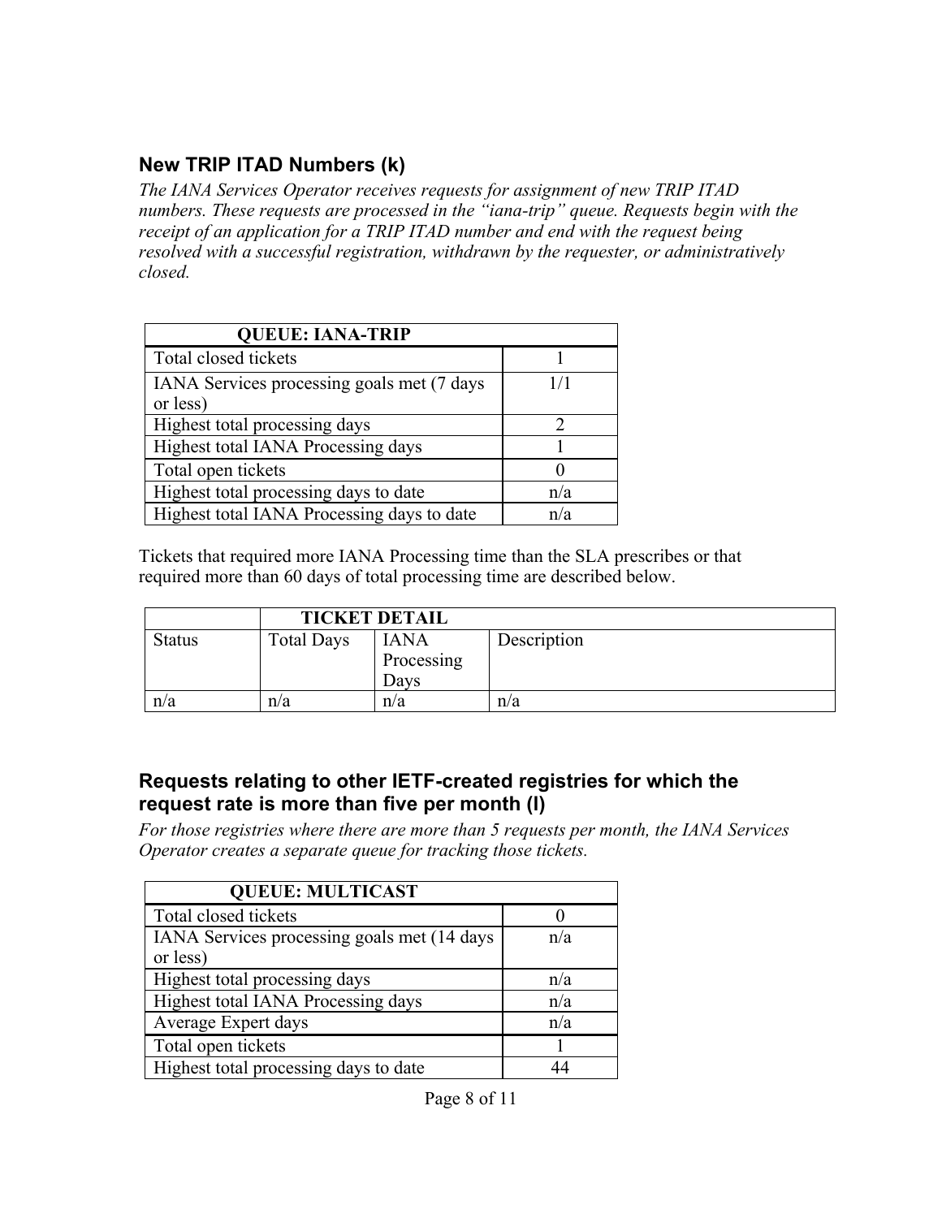## New TRIP ITAD Numbers (k)

*The IANA Services Operator receives requests for assignment of new TRIP ITAD numbers. These requests are processed in the "iana-trip" queue. Requests begin with the receipt of an application for a TRIP ITAD number and end with the request being resolved with a successful registration, withdrawn by the requester, or administratively closed.*

| QUEUE: IANA-TRIP | |
|---|---|
| Total closed tickets | 1 |
| IANA Services processing goals met (7 days or less) | 1/1 |
| Highest total processing days | 2 |
| Highest total IANA Processing days | 1 |
| Total open tickets | 0 |
| Highest total processing days to date | n/a |
| Highest total IANA Processing days to date | n/a |

Tickets that required more IANA Processing time than the SLA prescribes or that required more than 60 days of total processing time are described below.

| | TICKET DETAIL | | |
|---|---|---|---|
| Status | Total Days | IANA Processing Days | Description |
| n/a | n/a | n/a | n/a |

## Requests relating to other IETF-created registries for which the request rate is more than five per month (l)

*For those registries where there are more than 5 requests per month, the IANA Services Operator creates a separate queue for tracking those tickets.*

| QUEUE: MULTICAST | |
|---|---|
| Total closed tickets | 0 |
| IANA Services processing goals met (14 days or less) | n/a |
| Highest total processing days | n/a |
| Highest total IANA Processing days | n/a |
| Average Expert days | n/a |
| Total open tickets | 1 |
| Highest total processing days to date | 44 |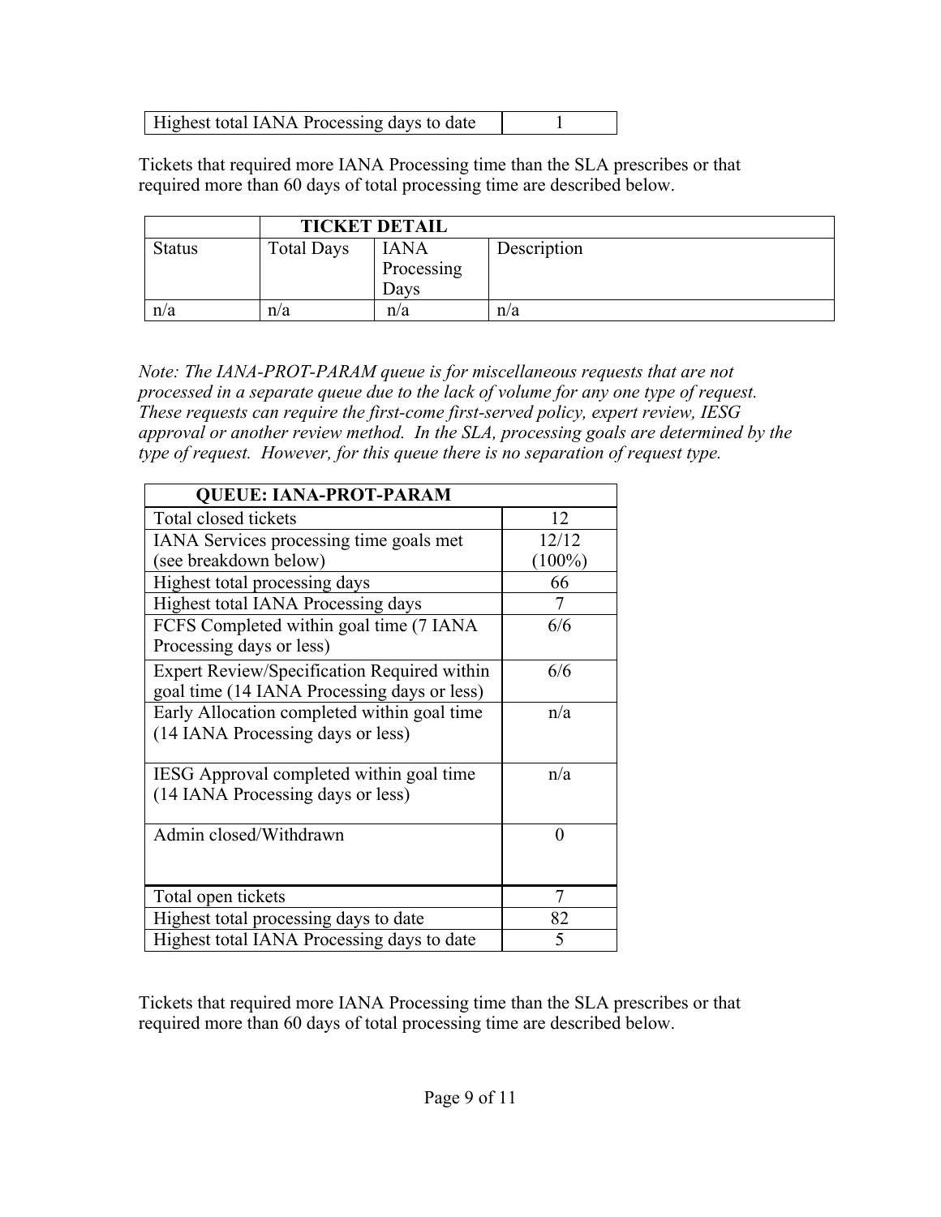| Highest total IANA Processing days to date | 1 |
|---|---|

Tickets that required more IANA Processing time than the SLA prescribes or that required more than 60 days of total processing time are described below.

| | TICKET DETAIL | | |
|---|---|---|---|
| Status | Total Days | IANA Processing Days | Description |
| n/a | n/a | n/a | n/a |

*Note: The IANA-PROT-PARAM queue is for miscellaneous requests that are not processed in a separate queue due to the lack of volume for any one type of request. These requests can require the first-come first-served policy, expert review, IESG approval or another review method. In the SLA, processing goals are determined by the type of request. However, for this queue there is no separation of request type.*

| QUEUE: IANA-PROT-PARAM | |
|---|---|
| Total closed tickets | 12 |
| IANA Services processing time goals met (see breakdown below) | 12/12 (100%) |
| Highest total processing days | 66 |
| Highest total IANA Processing days | 7 |
| FCFS Completed within goal time (7 IANA Processing days or less) | 6/6 |
| Expert Review/Specification Required within goal time (14 IANA Processing days or less) | 6/6 |
| Early Allocation completed within goal time (14 IANA Processing days or less) | n/a |
| IESG Approval completed within goal time (14 IANA Processing days or less) | n/a |
| Admin closed/Withdrawn | 0 |
| Total open tickets | 7 |
| Highest total processing days to date | 82 |
| Highest total IANA Processing days to date | 5 |

Tickets that required more IANA Processing time than the SLA prescribes or that required more than 60 days of total processing time are described below.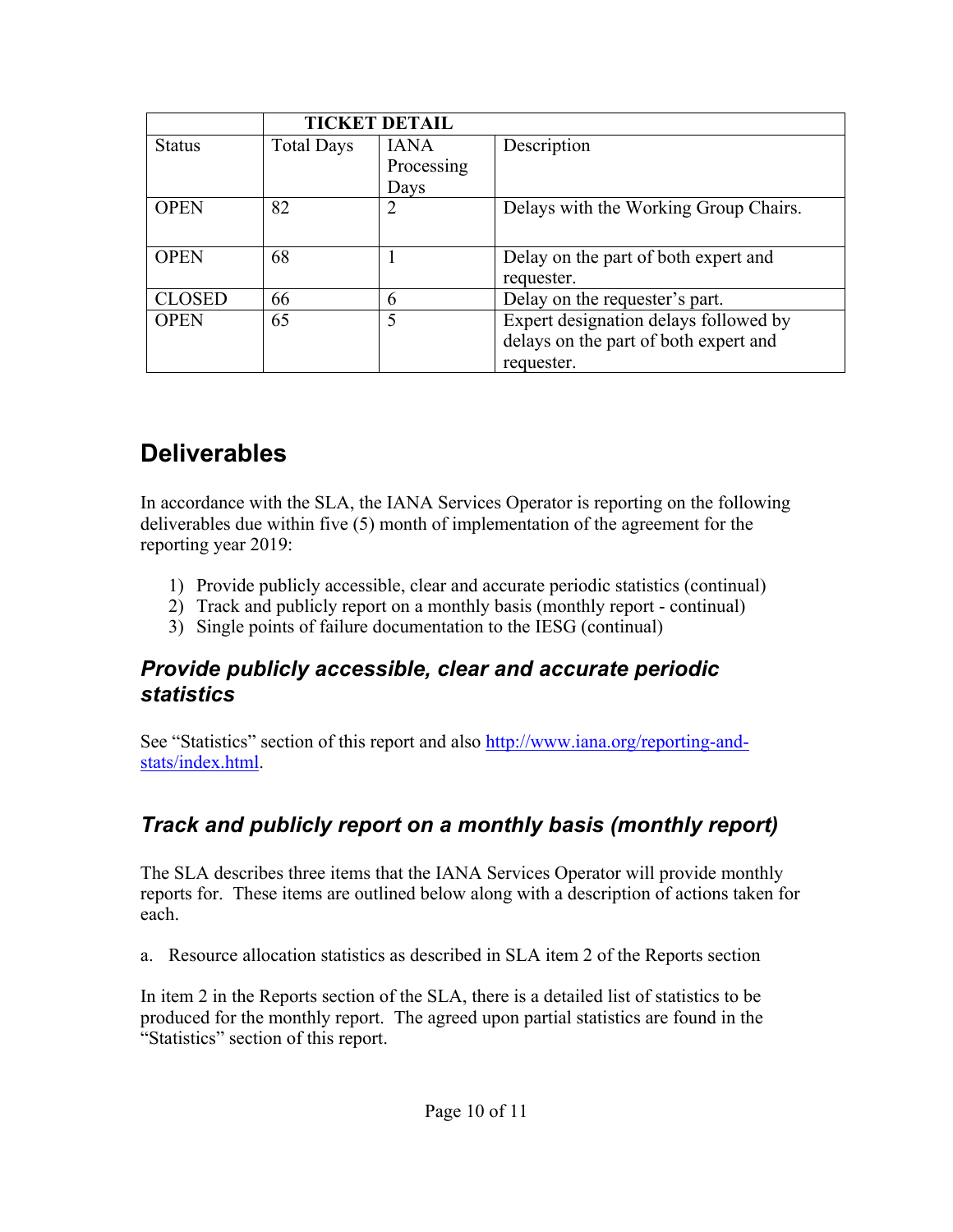| | TICKET DETAIL | | |
|---|---|---|---|
| Status | Total Days | IANA Processing Days | Description |
| OPEN | 82 | 2 | Delays with the Working Group Chairs. |
| OPEN | 68 | 1 | Delay on the part of both expert and requester. |
| CLOSED | 66 | 6 | Delay on the requester's part. |
| OPEN | 65 | 5 | Expert designation delays followed by delays on the part of both expert and requester. |

# Deliverables

In accordance with the SLA, the IANA Services Operator is reporting on the following deliverables due within five (5) month of implementation of the agreement for the reporting year 2019:

1) Provide publicly accessible, clear and accurate periodic statistics (continual)
2) Track and publicly report on a monthly basis (monthly report - continual)
3) Single points of failure documentation to the IESG (continual)

## *Provide publicly accessible, clear and accurate periodic statistics*

See "Statistics" section of this report and also [http://www.iana.org/reporting-and-stats/index.html](http://www.iana.org/reporting-and-stats/index.html).

## *Track and publicly report on a monthly basis (monthly report)*

The SLA describes three items that the IANA Services Operator will provide monthly reports for. These items are outlined below along with a description of actions taken for each.

a. Resource allocation statistics as described in SLA item 2 of the Reports section

In item 2 in the Reports section of the SLA, there is a detailed list of statistics to be produced for the monthly report. The agreed upon partial statistics are found in the "Statistics" section of this report.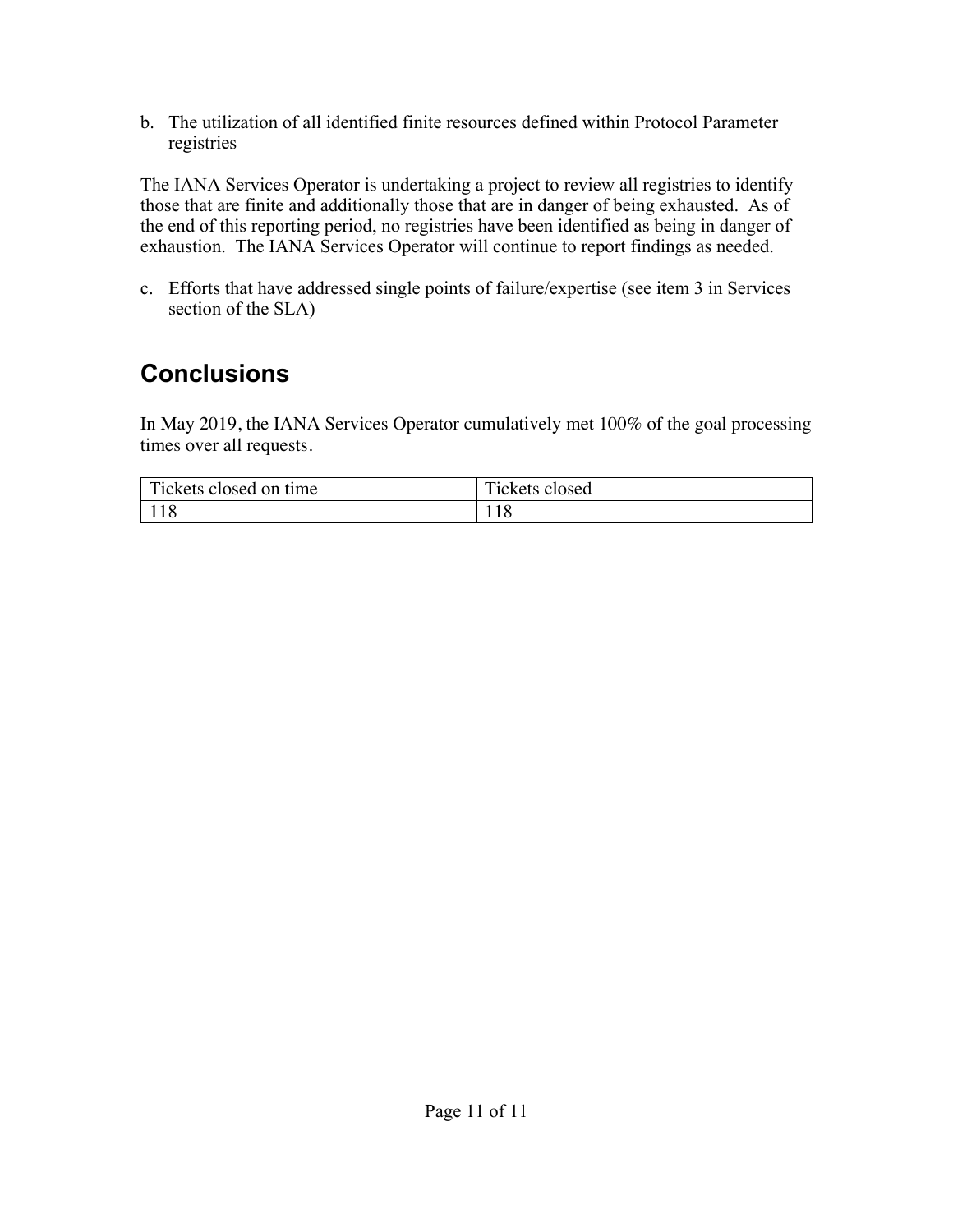b. The utilization of all identified finite resources defined within Protocol Parameter registries

The IANA Services Operator is undertaking a project to review all registries to identify those that are finite and additionally those that are in danger of being exhausted. As of the end of this reporting period, no registries have been identified as being in danger of exhaustion. The IANA Services Operator will continue to report findings as needed.

c. Efforts that have addressed single points of failure/expertise (see item 3 in Services section of the SLA)

## Conclusions

In May 2019, the IANA Services Operator cumulatively met 100% of the goal processing times over all requests.

| Tickets closed on time | Tickets closed |
|---|---|
| 118 | 118 |